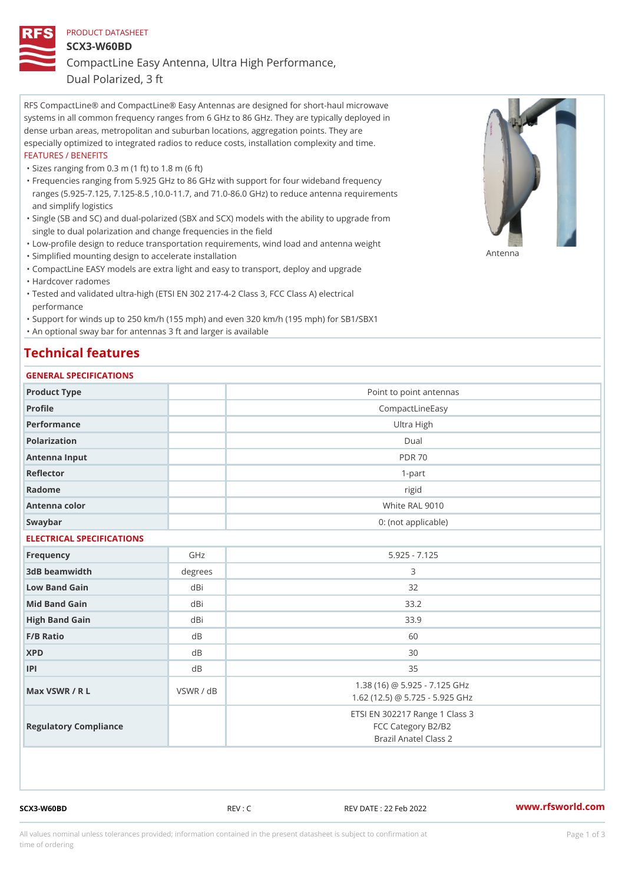PRODUCT DATASHEET

# SCX3-W60BD

## CompactLine Easy Antenna, Ultra High Performance, Dual Polarized, 3 ft

RFS CompactLine® and CompactLine® Easy Antennas are designed for short-haul microwave systems in all common frequency ranges from 6 GHz to 86 GHz. They are typically deployed in dense urban areas, metropolitan and suburban locations, aggregation points. They are especially optimized to integrated radios to reduce costs, installation complexity and time.

FEATURES / BENEFITS

- Sizes ranging from 0.3 m (1 ft) to 1.8 m (6 ft)
- Frequencies ranging from 5.925 GHz to 86 GHz with support for four wideband frequency ranges (5.925-7.125, 7.125-8.5 ,10.0-11.7, and 71.0-86.0 GHz) to reduce antenna requirements and simplify logistics
- Single (SB and SC) and dual-polarized (SBX and SCX) models with the ability to upgrade from single to dual polarization and change frequencies in the field
- Low-profile design to reduce transportation requirements, wind load and antenna weight
- Simplified mounting design to accelerate installation
- CompactLine EASY models are extra light and easy to transport, deploy and upgrade
- Hardcover radomes
- Tested and validated ultra-high (ETSI EN 302 217-4-2 Class 3, FCC Class A) electrical performance
- Support for winds up to 250 km/h (155 mph) and even 320 km/h (195 mph) for SB1/SBX1
- An optional sway bar for antennas 3 ft and larger is available

Antenna

## Technical features

### GENERAL SPECIFICATIONS

| | | |
|---|---|---|
| Product Type | | Point to point antennas |
| Profile | | CompactLineEasy |
| Performance | | Ultra High |
| Polarization | | Dual |
| Antenna Input | | PDR 70 |
| Reflector | | 1-part |
| Radome | | rigid |
| Antenna color | | White RAL 9010 |
| Swaybar | | 0: (not applicable) |

### ELECTRICAL SPECIFICATIONS

| | | |
|---|---|---|
| Frequency | GHz | 5.925 - 7.125 |
| 3dB beamwidth | degrees | 3 |
| Low Band Gain | dBi | 32 |
| Mid Band Gain | dBi | 33.2 |
| High Band Gain | dBi | 33.9 |
| F/B Ratio | dB | 60 |
| XPD | dB | 30 |
| IPI | dB | 35 |
| Max VSWR / R L | VSWR / dB | 1.38 (16) @ 5.925 - 7.125 GHz<br>1.62 (12.5) @ 5.725 - 5.925 GHz |
| Regulatory Compliance | | ETSI EN 302217 Range 1 Class 3<br>FCC Category B2/B2<br>Brazil Anatel Class 2 |

SCX3-W60BD REV : C REV DATE : 22 Feb 2022 www.rfsworld.com

All values nominal unless tolerances provided; information contained in the present datasheet is subject to confirmation at time of ordering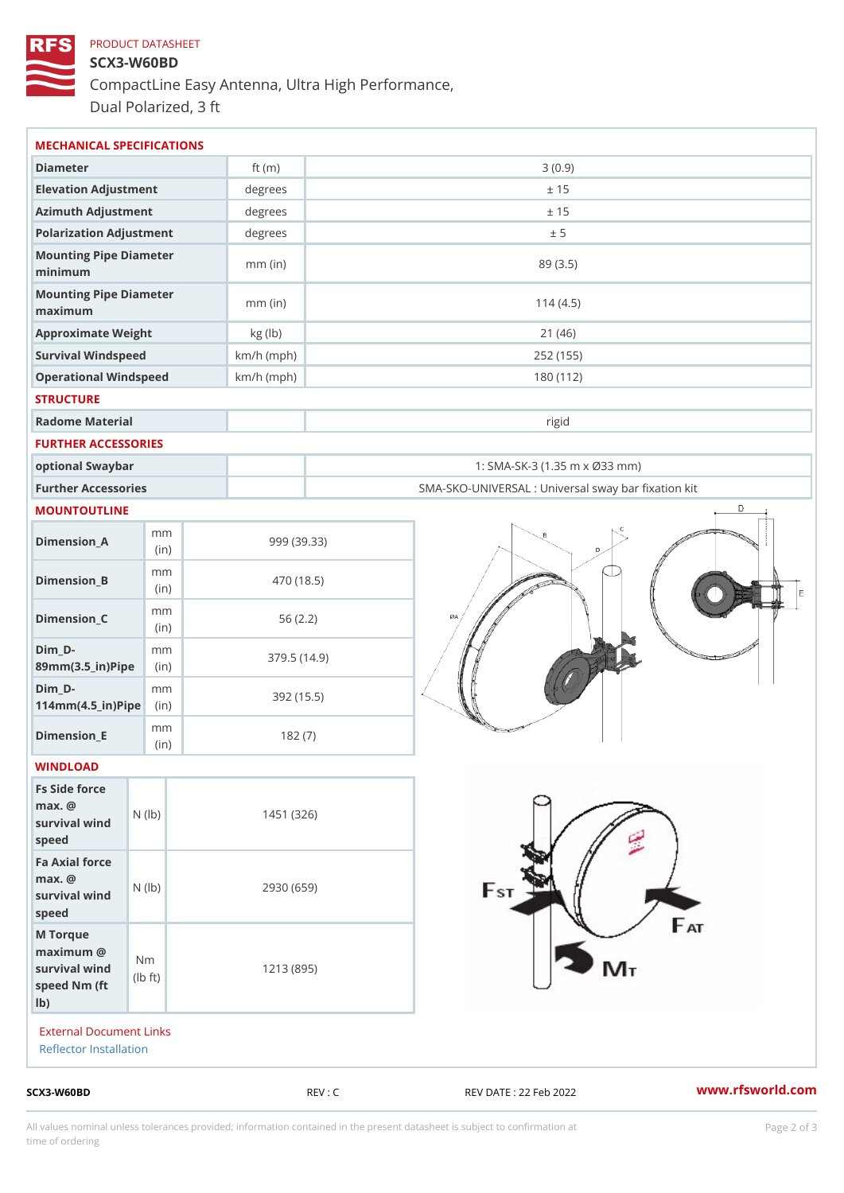PRODUCT DATASHEET

# SCX3-W60BD

## CompactLine Easy Antenna, Ultra High Performance, Dual Polarized, 3 ft

### MECHANICAL SPECIFICATIONS

| | | |
|---|---|---|
| Diameter | ft (m) | 3 (0.9) |
| Elevation Adjustment | degrees | ± 15 |
| Azimuth Adjustment | degrees | ± 15 |
| Polarization Adjustment | degrees | ± 5 |
| Mounting Pipe Diameter minimum | mm (in) | 89 (3.5) |
| Mounting Pipe Diameter maximum | mm (in) | 114 (4.5) |
| Approximate Weight | kg (lb) | 21 (46) |
| Survival Windspeed | km/h (mph) | 252 (155) |
| Operational Windspeed | km/h (mph) | 180 (112) |

### STRUCTURE

| | | |
|---|---|---|
| Radome Material | | rigid |

### FURTHER ACCESSORIES

| | | |
|---|---|---|
| optional Swaybar | | 1: SMA-SK-3 (1.35 m x Ø33 mm) |
| Further Accessories | | SMA-SKO-UNIVERSAL : Universal sway bar fixation kit |

### MOUNTOUTLINE

| | | |
|---|---|---|
| Dimension_A | mm (in) | 999 (39.33) |
| Dimension_B | mm (in) | 470 (18.5) |
| Dimension_C | mm (in) | 56 (2.2) |
| Dim_D-89mm(3.5_in)Pipe | mm (in) | 379.5 (14.9) |
| Dim_D-114mm(4.5_in)Pipe | mm (in) | 392 (15.5) |
| Dimension_E | mm (in) | 182 (7) |

### WINDLOAD

| | | |
|---|---|---|
| Fs Side force max. @ survival wind speed | N (lb) | 1451 (326) |
| Fa Axial force max. @ survival wind speed | N (lb) | 2930 (659) |
| M Torque maximum @ survival wind speed Nm (ft lb) | Nm (lb ft) | 1213 (895) |

External Document Links

Reflector Installation

SCX3-W60BD REV : C REV DATE : 22 Feb 2022 www.rfsworld.com

All values nominal unless tolerances provided; information contained in the present datasheet is subject to confirmation at time of ordering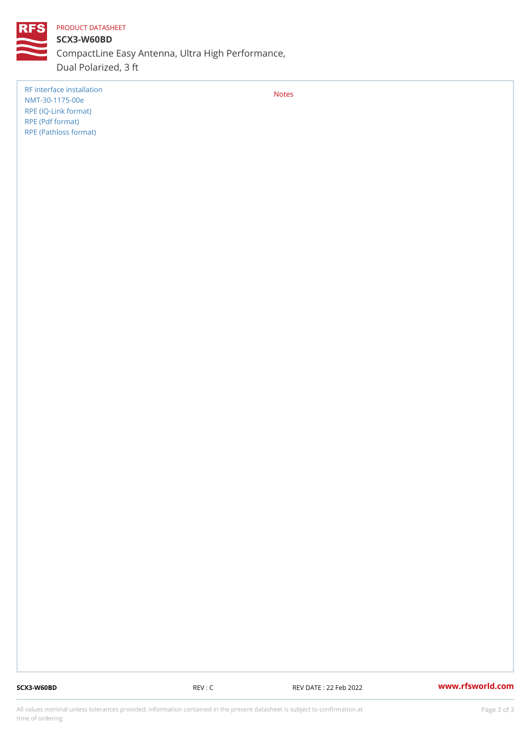PRODUCT DATASHEET

# SCX3-W60BD

## CompactLine Easy Antenna, Ultra High Performance, Dual Polarized, 3 ft

RF interface installation
NMT-30-1175-00e
RPE (IQ-Link format)
RPE (Pdf format)
RPE (Pathloss format)

Notes

SCX3-W60BD | REV : C | REV DATE : 22 Feb 2022 | www.rfsworld.com

All values nominal unless tolerances provided; information contained in the present datasheet is subject to confirmation at time of ordering